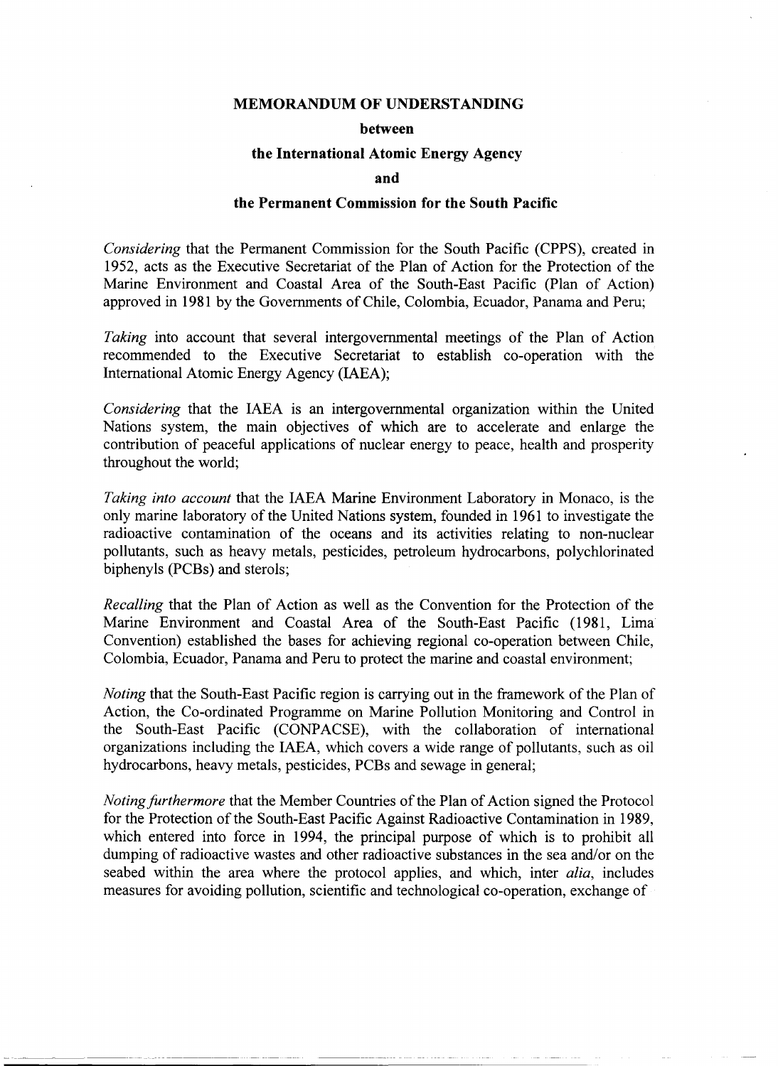**MEMORANDUM OF UNDERSTANDING**

**between**

**the International Atomic Energy Agency**

**and**

**the Permanent Commission for the South Pacific**

*Considering* that the Permanent Commission for the South Pacific (CPPS), created in 1952, acts as the Executive Secretariat of the Plan of Action for the Protection of the Marine Environment and Coastal Area of the South-East Pacific (Plan of Action) approved in 1981 by the Governments of Chile, Colombia, Ecuador, Panama and Peru;

*Taking* into account that several intergovernmental meetings of the Plan of Action recommended to the Executive Secretariat to establish co-operation with the International Atomic Energy Agency (IAEA);

*Considering* that the IAEA is an intergovernmental organization within the United Nations system, the main objectives of which are to accelerate and enlarge the contribution of peaceful applications of nuclear energy to peace, health and prosperity throughout the world;

*Taking into account* that the IAEA Marine Environment Laboratory in Monaco, is the only marine laboratory of the United Nations system, founded in 1961 to investigate the radioactive contamination of the oceans and its activities relating to non-nuclear pollutants, such as heavy metals, pesticides, petroleum hydrocarbons, polychlorinated biphenyls (PCBs) and sterols;

*Recalling* that the Plan of Action as well as the Convention for the Protection of the Marine Environment and Coastal Area of the South-East Pacific (1981, Lima Convention) established the bases for achieving regional co-operation between Chile, Colombia, Ecuador, Panama and Peru to protect the marine and coastal environment;

*Noting* that the South-East Pacific region is carrying out in the framework of the Plan of Action, the Co-ordinated Programme on Marine Pollution Monitoring and Control in the South-East Pacific (CONPACSE), with the collaboration of international organizations including the IAEA, which covers a wide range of pollutants, such as oil hydrocarbons, heavy metals, pesticides, PCBs and sewage in general;

*Noting furthermore* that the Member Countries of the Plan of Action signed the Protocol for the Protection of the South-East Pacific Against Radioactive Contamination in 1989, which entered into force in 1994, the principal purpose of which is to prohibit all dumping of radioactive wastes and other radioactive substances in the sea and/or on the seabed within the area where the protocol applies, and which, inter *alia*, includes measures for avoiding pollution, scientific and technological co-operation, exchange of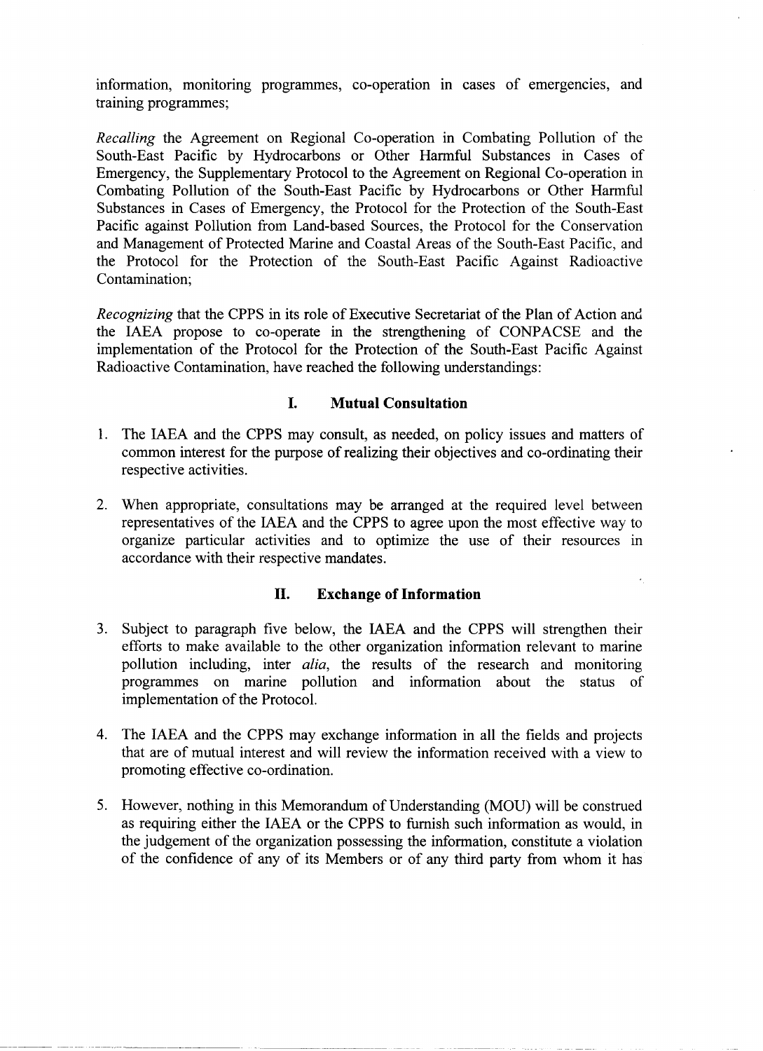information, monitoring programmes, co-operation in cases of emergencies, and training programmes;

*Recalling* the Agreement on Regional Co-operation in Combating Pollution of the South-East Pacific by Hydrocarbons or Other Harmful Substances in Cases of Emergency, the Supplementary Protocol to the Agreement on Regional Co-operation in Combating Pollution of the South-East Pacific by Hydrocarbons or Other Harmful Substances in Cases of Emergency, the Protocol for the Protection of the South-East Pacific against Pollution from Land-based Sources, the Protocol for the Conservation and Management of Protected Marine and Coastal Areas of the South-East Pacific, and the Protocol for the Protection of the South-East Pacific Against Radioactive Contamination;

*Recognizing* that the CPPS in its role of Executive Secretariat of the Plan of Action and the IAEA propose to co-operate in the strengthening of CONPACSE and the implementation of the Protocol for the Protection of the South-East Pacific Against Radioactive Contamination, have reached the following understandings:

## I. Mutual Consultation

1. The IAEA and the CPPS may consult, as needed, on policy issues and matters of common interest for the purpose of realizing their objectives and co-ordinating their respective activities.

2. When appropriate, consultations may be arranged at the required level between representatives of the IAEA and the CPPS to agree upon the most effective way to organize particular activities and to optimize the use of their resources in accordance with their respective mandates.

## II. Exchange of Information

3. Subject to paragraph five below, the IAEA and the CPPS will strengthen their efforts to make available to the other organization information relevant to marine pollution including, inter *alia*, the results of the research and monitoring programmes on marine pollution and information about the status of implementation of the Protocol.

4. The IAEA and the CPPS may exchange information in all the fields and projects that are of mutual interest and will review the information received with a view to promoting effective co-ordination.

5. However, nothing in this Memorandum of Understanding (MOU) will be construed as requiring either the IAEA or the CPPS to furnish such information as would, in the judgement of the organization possessing the information, constitute a violation of the confidence of any of its Members or of any third party from whom it has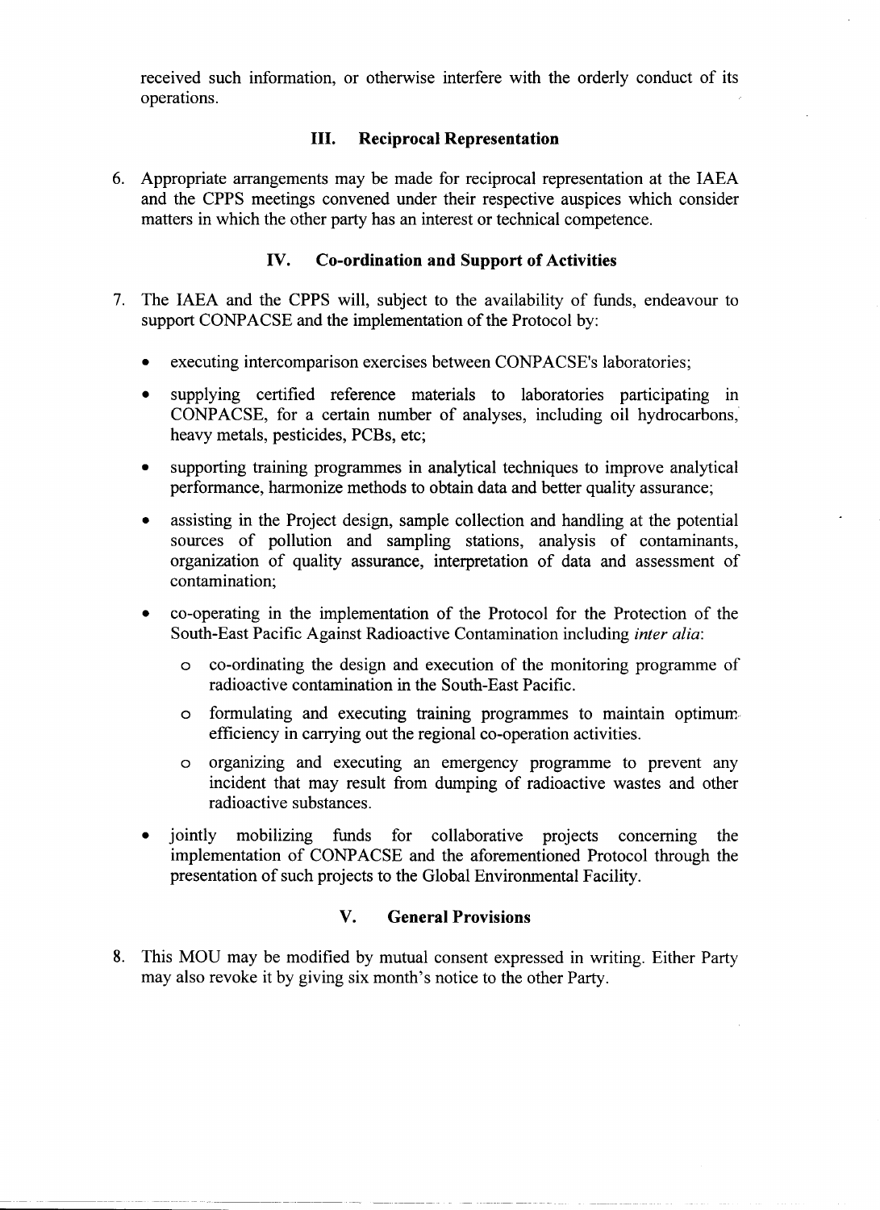received such information, or otherwise interfere with the orderly conduct of its operations.

## III. Reciprocal Representation

6. Appropriate arrangements may be made for reciprocal representation at the IAEA and the CPPS meetings convened under their respective auspices which consider matters in which the other party has an interest or technical competence.

## IV. Co-ordination and Support of Activities

7. The IAEA and the CPPS will, subject to the availability of funds, endeavour to support CONPACSE and the implementation of the Protocol by:

   - executing intercomparison exercises between CONPACSE's laboratories;
   - supplying certified reference materials to laboratories participating in CONPACSE, for a certain number of analyses, including oil hydrocarbons, heavy metals, pesticides, PCBs, etc;
   - supporting training programmes in analytical techniques to improve analytical performance, harmonize methods to obtain data and better quality assurance;
   - assisting in the Project design, sample collection and handling at the potential sources of pollution and sampling stations, analysis of contaminants, organization of quality assurance, interpretation of data and assessment of contamination;
   - co-operating in the implementation of the Protocol for the Protection of the South-East Pacific Against Radioactive Contamination including *inter alia*:
     - co-ordinating the design and execution of the monitoring programme of radioactive contamination in the South-East Pacific.
     - formulating and executing training programmes to maintain optimum efficiency in carrying out the regional co-operation activities.
     - organizing and executing an emergency programme to prevent any incident that may result from dumping of radioactive wastes and other radioactive substances.
   - jointly mobilizing funds for collaborative projects concerning the implementation of CONPACSE and the aforementioned Protocol through the presentation of such projects to the Global Environmental Facility.

## V. General Provisions

8. This MOU may be modified by mutual consent expressed in writing. Either Party may also revoke it by giving six month's notice to the other Party.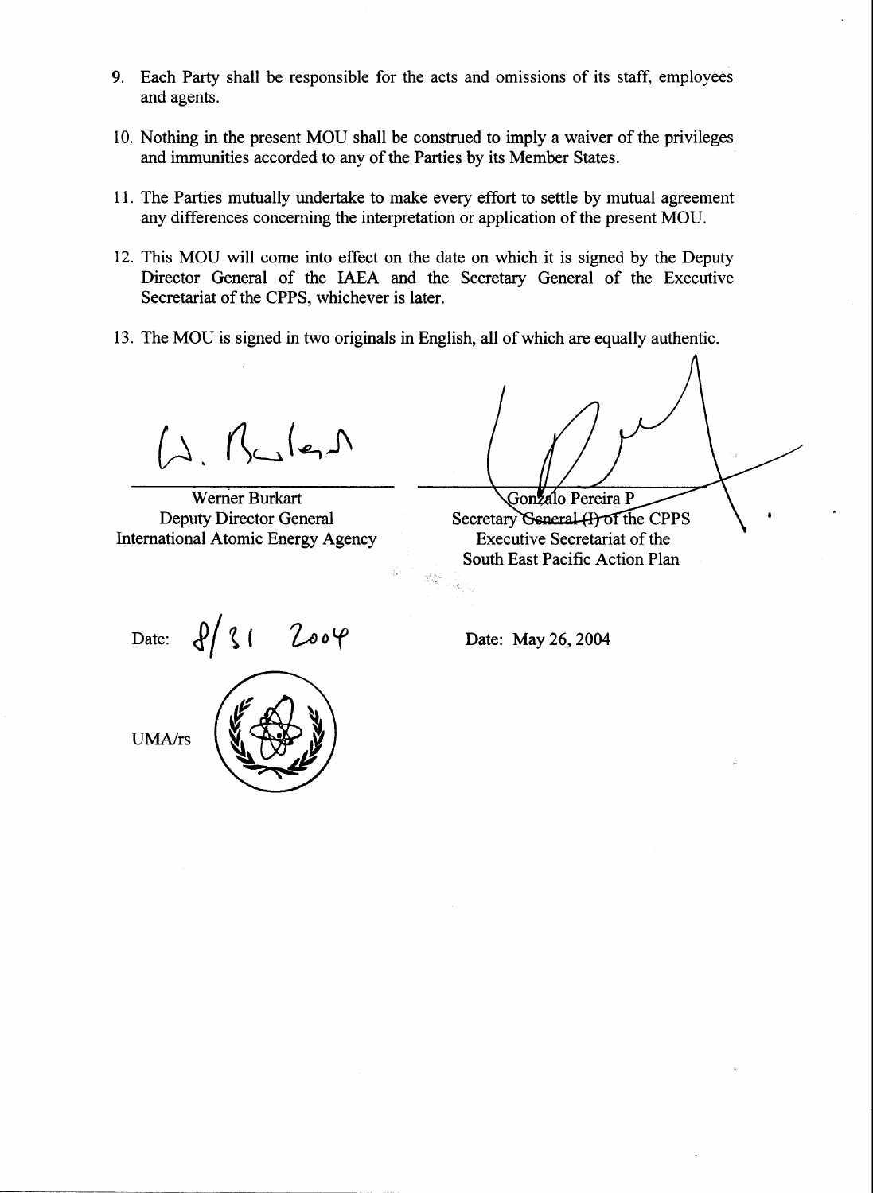9. Each Party shall be responsible for the acts and omissions of its staff, employees and agents.

10. Nothing in the present MOU shall be construed to imply a waiver of the privileges and immunities accorded to any of the Parties by its Member States.

11. The Parties mutually undertake to make every effort to settle by mutual agreement any differences concerning the interpretation or application of the present MOU.

12. This MOU will come into effect on the date on which it is signed by the Deputy Director General of the IAEA and the Secretary General of the Executive Secretariat of the CPPS, whichever is later.

13. The MOU is signed in two originals in English, all of which are equally authentic.

W. Burkart

Werner Burkart
Deputy Director General
International Atomic Energy Agency

Date: 8/31 2004

Gonzalo Pereira P
Secretary ~~General (I) of~~ the CPPS
Executive Secretariat of the
South East Pacific Action Plan

Date: May 26, 2004

UMA/rs